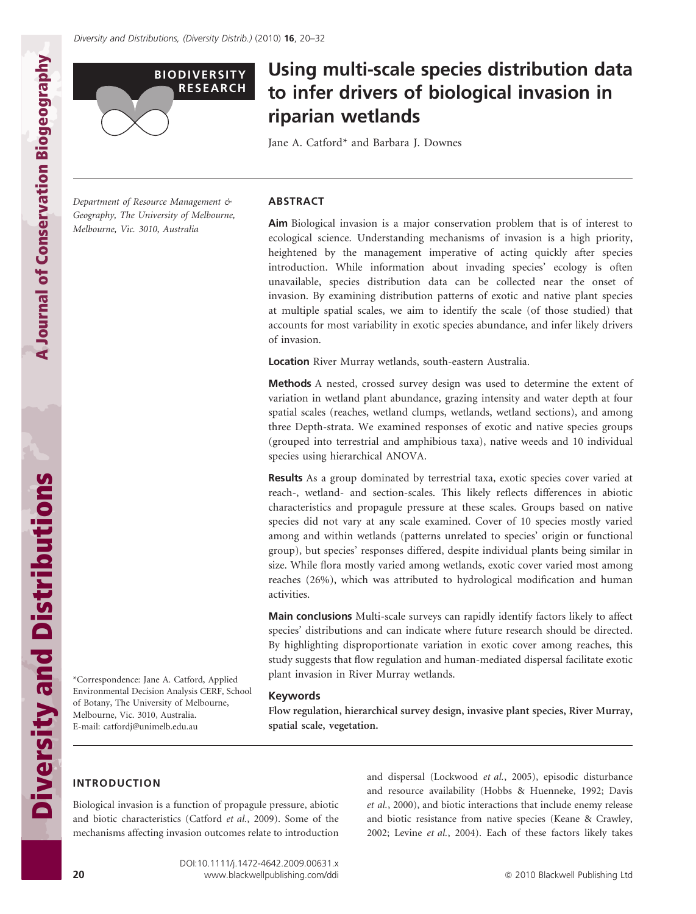BIODIVERSITY RESEARCH

# Using multi-scale species distribution data to infer drivers of biological invasion in riparian wetlands

Jane A. Catford* and Barbara J. Downes

*Department of Resource Management & Geography, The University of Melbourne, Melbourne, Vic. 3010, Australia*

*Correspondence: Jane A. Catford, Applied Environmental Decision Analysis CERF, School of Botany, The University of Melbourne, Melbourne, Vic. 3010, Australia. E-mail: catfordj@unimelb.edu.au

## ABSTRACT

**Aim** Biological invasion is a major conservation problem that is of interest to ecological science. Understanding mechanisms of invasion is a high priority, heightened by the management imperative of acting quickly after species introduction. While information about invading species' ecology is often unavailable, species distribution data can be collected near the onset of invasion. By examining distribution patterns of exotic and native plant species at multiple spatial scales, we aim to identify the scale (of those studied) that accounts for most variability in exotic species abundance, and infer likely drivers of invasion.

**Location** River Murray wetlands, south-eastern Australia.

**Methods** A nested, crossed survey design was used to determine the extent of variation in wetland plant abundance, grazing intensity and water depth at four spatial scales (reaches, wetland clumps, wetlands, wetland sections), and among three Depth-strata. We examined responses of exotic and native species groups (grouped into terrestrial and amphibious taxa), native weeds and 10 individual species using hierarchical ANOVA.

**Results** As a group dominated by terrestrial taxa, exotic species cover varied at reach-, wetland- and section-scales. This likely reflects differences in abiotic characteristics and propagule pressure at these scales. Groups based on native species did not vary at any scale examined. Cover of 10 species mostly varied among and within wetlands (patterns unrelated to species' origin or functional group), but species' responses differed, despite individual plants being similar in size. While flora mostly varied among wetlands, exotic cover varied most among reaches (26%), which was attributed to hydrological modification and human activities.

**Main conclusions** Multi-scale surveys can rapidly identify factors likely to affect species' distributions and can indicate where future research should be directed. By highlighting disproportionate variation in exotic cover among reaches, this study suggests that flow regulation and human-mediated dispersal facilitate exotic plant invasion in River Murray wetlands.

**Keywords**

**Flow regulation, hierarchical survey design, invasive plant species, River Murray, spatial scale, vegetation.**

## INTRODUCTION

Biological invasion is a function of propagule pressure, abiotic and biotic characteristics (Catford *et al.*, 2009). Some of the mechanisms affecting invasion outcomes relate to introduction and dispersal (Lockwood *et al.*, 2005), episodic disturbance and resource availability (Hobbs & Huenneke, 1992; Davis *et al.*, 2000), and biotic interactions that include enemy release and biotic resistance from native species (Keane & Crawley, 2002; Levine *et al.*, 2004). Each of these factors likely takes

DOI:10.1111/j.1472-4642.2009.00631.x
www.blackwellpublishing.com/ddi

© 2010 Blackwell Publishing Ltd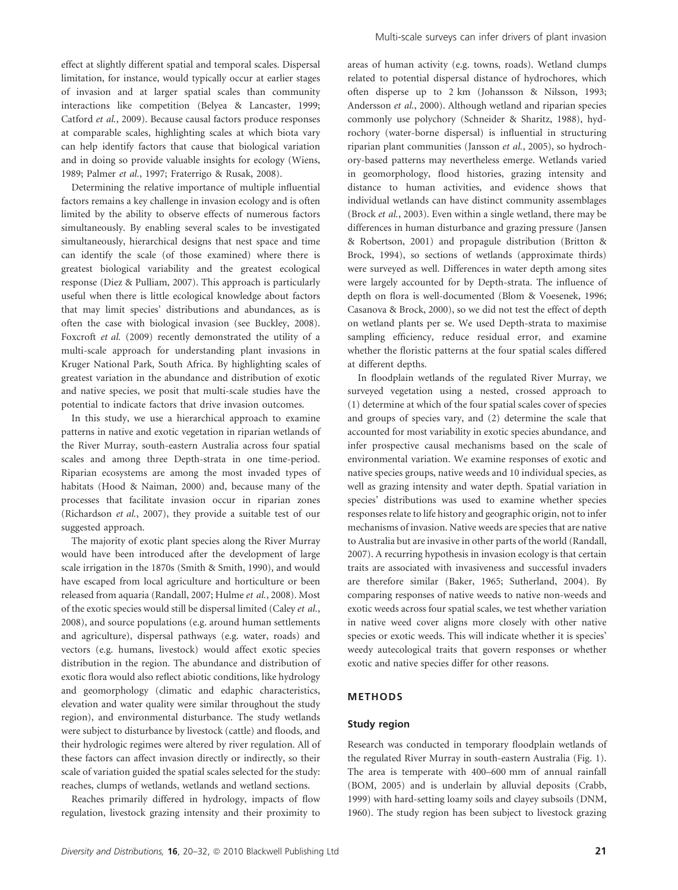effect at slightly different spatial and temporal scales. Dispersal limitation, for instance, would typically occur at earlier stages of invasion and at larger spatial scales than community interactions like competition (Belyea & Lancaster, 1999; Catford *et al.*, 2009). Because causal factors produce responses at comparable scales, highlighting scales at which biota vary can help identify factors that cause that biological variation and in doing so provide valuable insights for ecology (Wiens, 1989; Palmer *et al.*, 1997; Fraterrigo & Rusak, 2008).

Determining the relative importance of multiple influential factors remains a key challenge in invasion ecology and is often limited by the ability to observe effects of numerous factors simultaneously. By enabling several scales to be investigated simultaneously, hierarchical designs that nest space and time can identify the scale (of those examined) where there is greatest biological variability and the greatest ecological response (Diez & Pulliam, 2007). This approach is particularly useful when there is little ecological knowledge about factors that may limit species' distributions and abundances, as is often the case with biological invasion (see Buckley, 2008). Foxcroft *et al.* (2009) recently demonstrated the utility of a multi-scale approach for understanding plant invasions in Kruger National Park, South Africa. By highlighting scales of greatest variation in the abundance and distribution of exotic and native species, we posit that multi-scale studies have the potential to indicate factors that drive invasion outcomes.

In this study, we use a hierarchical approach to examine patterns in native and exotic vegetation in riparian wetlands of the River Murray, south-eastern Australia across four spatial scales and among three Depth-strata in one time-period. Riparian ecosystems are among the most invaded types of habitats (Hood & Naiman, 2000) and, because many of the processes that facilitate invasion occur in riparian zones (Richardson *et al.*, 2007), they provide a suitable test of our suggested approach.

The majority of exotic plant species along the River Murray would have been introduced after the development of large scale irrigation in the 1870s (Smith & Smith, 1990), and would have escaped from local agriculture and horticulture or been released from aquaria (Randall, 2007; Hulme *et al.*, 2008). Most of the exotic species would still be dispersal limited (Caley *et al.*, 2008), and source populations (e.g. around human settlements and agriculture), dispersal pathways (e.g. water, roads) and vectors (e.g. humans, livestock) would affect exotic species distribution in the region. The abundance and distribution of exotic flora would also reflect abiotic conditions, like hydrology and geomorphology (climatic and edaphic characteristics, elevation and water quality were similar throughout the study region), and environmental disturbance. The study wetlands were subject to disturbance by livestock (cattle) and floods, and their hydrologic regimes were altered by river regulation. All of these factors can affect invasion directly or indirectly, so their scale of variation guided the spatial scales selected for the study: reaches, clumps of wetlands, wetlands and wetland sections.

Reaches primarily differed in hydrology, impacts of flow regulation, livestock grazing intensity and their proximity to areas of human activity (e.g. towns, roads). Wetland clumps related to potential dispersal distance of hydrochores, which often disperse up to 2 km (Johansson & Nilsson, 1993; Andersson *et al.*, 2000). Although wetland and riparian species commonly use polychory (Schneider & Sharitz, 1988), hydrochory (water-borne dispersal) is influential in structuring riparian plant communities (Jansson *et al.*, 2005), so hydrochory-based patterns may nevertheless emerge. Wetlands varied in geomorphology, flood histories, grazing intensity and distance to human activities, and evidence shows that individual wetlands can have distinct community assemblages (Brock *et al.*, 2003). Even within a single wetland, there may be differences in human disturbance and grazing pressure (Jansen & Robertson, 2001) and propagule distribution (Britton & Brock, 1994), so sections of wetlands (approximate thirds) were surveyed as well. Differences in water depth among sites were largely accounted for by Depth-strata. The influence of depth on flora is well-documented (Blom & Voesenek, 1996; Casanova & Brock, 2000), so we did not test the effect of depth on wetland plants per se. We used Depth-strata to maximise sampling efficiency, reduce residual error, and examine whether the floristic patterns at the four spatial scales differed at different depths.

In floodplain wetlands of the regulated River Murray, we surveyed vegetation using a nested, crossed approach to (1) determine at which of the four spatial scales cover of species and groups of species vary, and (2) determine the scale that accounted for most variability in exotic species abundance, and infer prospective causal mechanisms based on the scale of environmental variation. We examine responses of exotic and native species groups, native weeds and 10 individual species, as well as grazing intensity and water depth. Spatial variation in species' distributions was used to examine whether species responses relate to life history and geographic origin, not to infer mechanisms of invasion. Native weeds are species that are native to Australia but are invasive in other parts of the world (Randall, 2007). A recurring hypothesis in invasion ecology is that certain traits are associated with invasiveness and successful invaders are therefore similar (Baker, 1965; Sutherland, 2004). By comparing responses of native weeds to native non-weeds and exotic weeds across four spatial scales, we test whether variation in native weed cover aligns more closely with other native species or exotic weeds. This will indicate whether it is species' weedy autecological traits that govern responses or whether exotic and native species differ for other reasons.

## METHODS

### Study region

Research was conducted in temporary floodplain wetlands of the regulated River Murray in south-eastern Australia (Fig. 1). The area is temperate with 400–600 mm of annual rainfall (BOM, 2005) and is underlain by alluvial deposits (Crabb, 1999) with hard-setting loamy soils and clayey subsoils (DNM, 1960). The study region has been subject to livestock grazing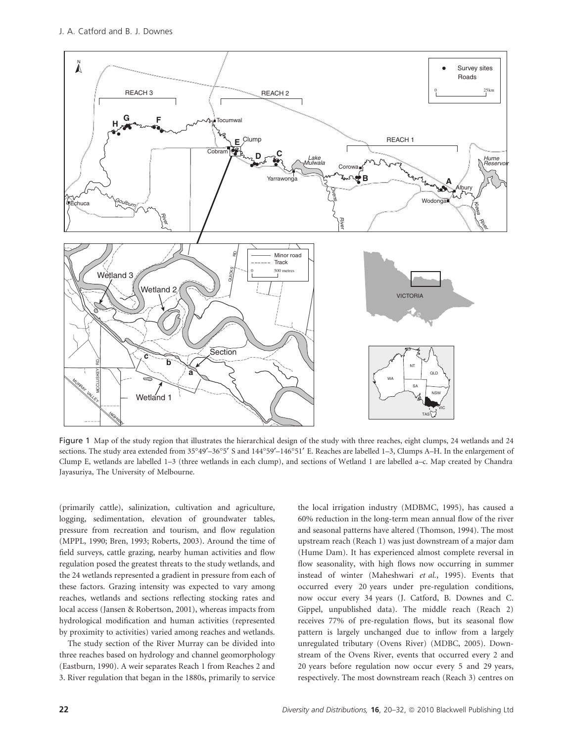Figure 1 Map of the study region that illustrates the hierarchical design of the study with three reaches, eight clumps, 24 wetlands and 24 sections. The study area extended from 35°49′–36°5′ S and 144°59′–146°51′ E. Reaches are labelled 1–3, Clumps A–H. In the enlargement of Clump E, wetlands are labelled 1–3 (three wetlands in each clump), and sections of Wetland 1 are labelled a–c. Map created by Chandra Jayasuriya, The University of Melbourne.

(primarily cattle), salinization, cultivation and agriculture, logging, sedimentation, elevation of groundwater tables, pressure from recreation and tourism, and flow regulation (MPPL, 1990; Bren, 1993; Roberts, 2003). Around the time of field surveys, cattle grazing, nearby human activities and flow regulation posed the greatest threats to the study wetlands, and the 24 wetlands represented a gradient in pressure from each of these factors. Grazing intensity was expected to vary among reaches, wetlands and sections reflecting stocking rates and local access (Jansen & Robertson, 2001), whereas impacts from hydrological modification and human activities (represented by proximity to activities) varied among reaches and wetlands.

The study section of the River Murray can be divided into three reaches based on hydrology and channel geomorphology (Eastburn, 1990). A weir separates Reach 1 from Reaches 2 and 3. River regulation that began in the 1880s, primarily to service the local irrigation industry (MDBMC, 1995), has caused a 60% reduction in the long-term mean annual flow of the river and seasonal patterns have altered (Thomson, 1994). The most upstream reach (Reach 1) was just downstream of a major dam (Hume Dam). It has experienced almost complete reversal in flow seasonality, with high flows now occurring in summer instead of winter (Maheshwari *et al.*, 1995). Events that occurred every 20 years under pre-regulation conditions, now occur every 34 years (J. Catford, B. Downes and C. Gippel, unpublished data). The middle reach (Reach 2) receives 77% of pre-regulation flows, but its seasonal flow pattern is largely unchanged due to inflow from a largely unregulated tributary (Ovens River) (MDBC, 2005). Downstream of the Ovens River, events that occurred every 2 and 20 years before regulation now occur every 5 and 29 years, respectively. The most downstream reach (Reach 3) centres on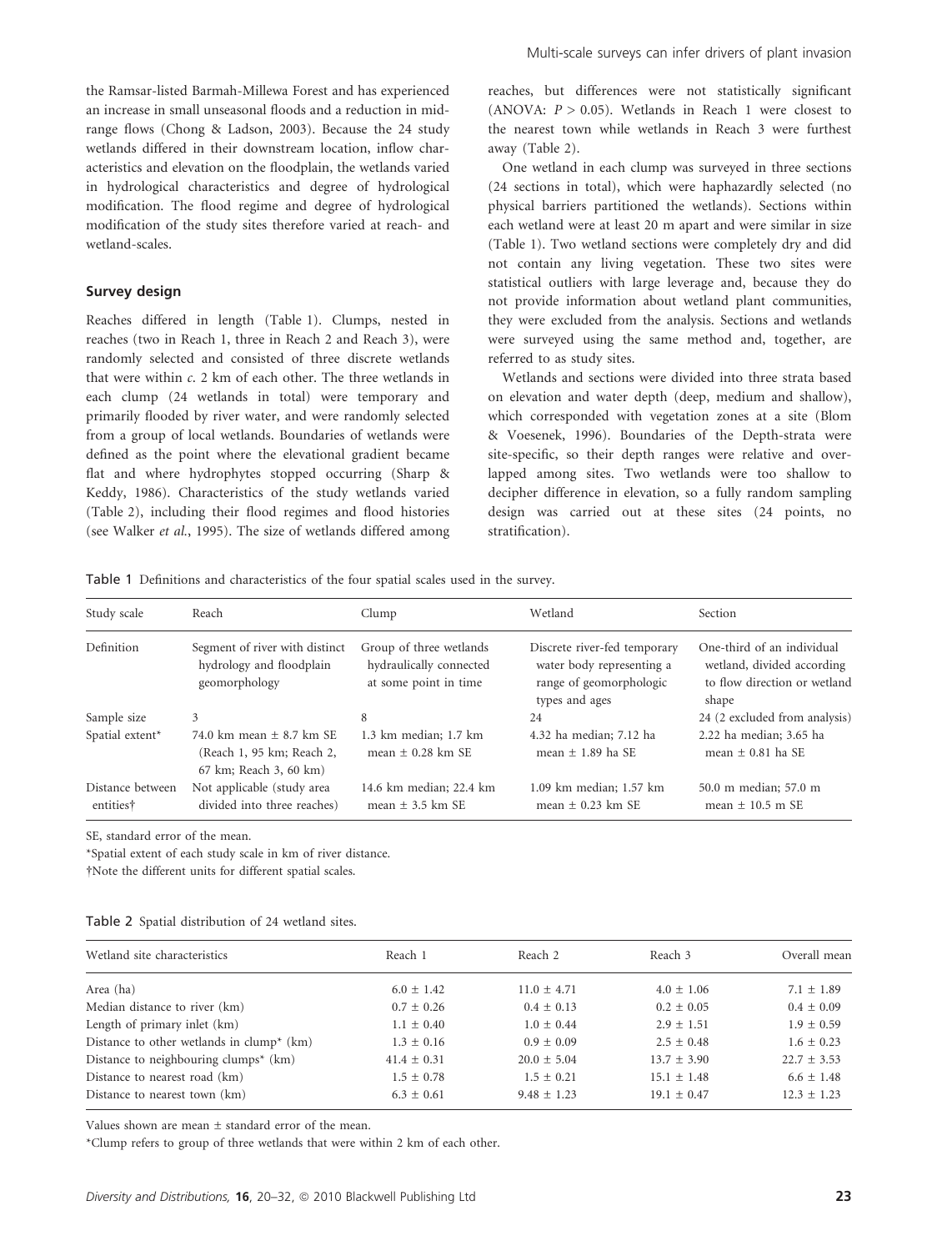the Ramsar-listed Barmah-Millewa Forest and has experienced an increase in small unseasonal floods and a reduction in mid-range flows (Chong & Ladson, 2003). Because the 24 study wetlands differed in their downstream location, inflow characteristics and elevation on the floodplain, the wetlands varied in hydrological characteristics and degree of hydrological modification. The flood regime and degree of hydrological modification of the study sites therefore varied at reach- and wetland-scales.

### Survey design

Reaches differed in length (Table 1). Clumps, nested in reaches (two in Reach 1, three in Reach 2 and Reach 3), were randomly selected and consisted of three discrete wetlands that were within *c.* 2 km of each other. The three wetlands in each clump (24 wetlands in total) were temporary and primarily flooded by river water, and were randomly selected from a group of local wetlands. Boundaries of wetlands were defined as the point where the elevational gradient became flat and where hydrophytes stopped occurring (Sharp & Keddy, 1986). Characteristics of the study wetlands varied (Table 2), including their flood regimes and flood histories (see Walker *et al.*, 1995). The size of wetlands differed among reaches, but differences were not statistically significant (ANOVA: $P > 0.05$). Wetlands in Reach 1 were closest to the nearest town while wetlands in Reach 3 were furthest away (Table 2).

One wetland in each clump was surveyed in three sections (24 sections in total), which were haphazardly selected (no physical barriers partitioned the wetlands). Sections within each wetland were at least 20 m apart and were similar in size (Table 1). Two wetland sections were completely dry and did not contain any living vegetation. These two sites were statistical outliers with large leverage and, because they do not provide information about wetland plant communities, they were excluded from the analysis. Sections and wetlands were surveyed using the same method and, together, are referred to as study sites.

Wetlands and sections were divided into three strata based on elevation and water depth (deep, medium and shallow), which corresponded with vegetation zones at a site (Blom & Voesenek, 1996). Boundaries of the Depth-strata were site-specific, so their depth ranges were relative and overlapped among sites. Two wetlands were too shallow to decipher difference in elevation, so a fully random sampling design was carried out at these sites (24 points, no stratification).

**Table 1** Definitions and characteristics of the four spatial scales used in the survey.

| Study scale | Reach | Clump | Wetland | Section |
|---|---|---|---|---|
| Definition | Segment of river with distinct hydrology and floodplain geomorphology | Group of three wetlands hydraulically connected at some point in time | Discrete river-fed temporary water body representing a range of geomorphologic types and ages | One-third of an individual wetland, divided according to flow direction or wetland shape |
| Sample size | 3 | 8 | 24 | 24 (2 excluded from analysis) |
| Spatial extent* | 74.0 km mean ± 8.7 km SE (Reach 1, 95 km; Reach 2, 67 km; Reach 3, 60 km) | 1.3 km median; 1.7 km mean ± 0.28 km SE | 4.32 ha median; 7.12 ha mean ± 1.89 ha SE | 2.22 ha median; 3.65 ha mean ± 0.81 ha SE |
| Distance between entities† | Not applicable (study area divided into three reaches) | 14.6 km median; 22.4 km mean ± 3.5 km SE | 1.09 km median; 1.57 km mean ± 0.23 km SE | 50.0 m median; 57.0 m mean ± 10.5 m SE |

SE, standard error of the mean.

*Spatial extent of each study scale in km of river distance.

†Note the different units for different spatial scales.

**Table 2** Spatial distribution of 24 wetland sites.

| Wetland site characteristics | Reach 1 | Reach 2 | Reach 3 | Overall mean |
|---|---|---|---|---|
| Area (ha) | 6.0 ± 1.42 | 11.0 ± 4.71 | 4.0 ± 1.06 | 7.1 ± 1.89 |
| Median distance to river (km) | 0.7 ± 0.26 | 0.4 ± 0.13 | 0.2 ± 0.05 | 0.4 ± 0.09 |
| Length of primary inlet (km) | 1.1 ± 0.40 | 1.0 ± 0.44 | 2.9 ± 1.51 | 1.9 ± 0.59 |
| Distance to other wetlands in clump* (km) | 1.3 ± 0.16 | 0.9 ± 0.09 | 2.5 ± 0.48 | 1.6 ± 0.23 |
| Distance to neighbouring clumps* (km) | 41.4 ± 0.31 | 20.0 ± 5.04 | 13.7 ± 3.90 | 22.7 ± 3.53 |
| Distance to nearest road (km) | 1.5 ± 0.78 | 1.5 ± 0.21 | 15.1 ± 1.48 | 6.6 ± 1.48 |
| Distance to nearest town (km) | 6.3 ± 0.61 | 9.48 ± 1.23 | 19.1 ± 0.47 | 12.3 ± 1.23 |

Values shown are mean ± standard error of the mean.

*Clump refers to group of three wetlands that were within 2 km of each other.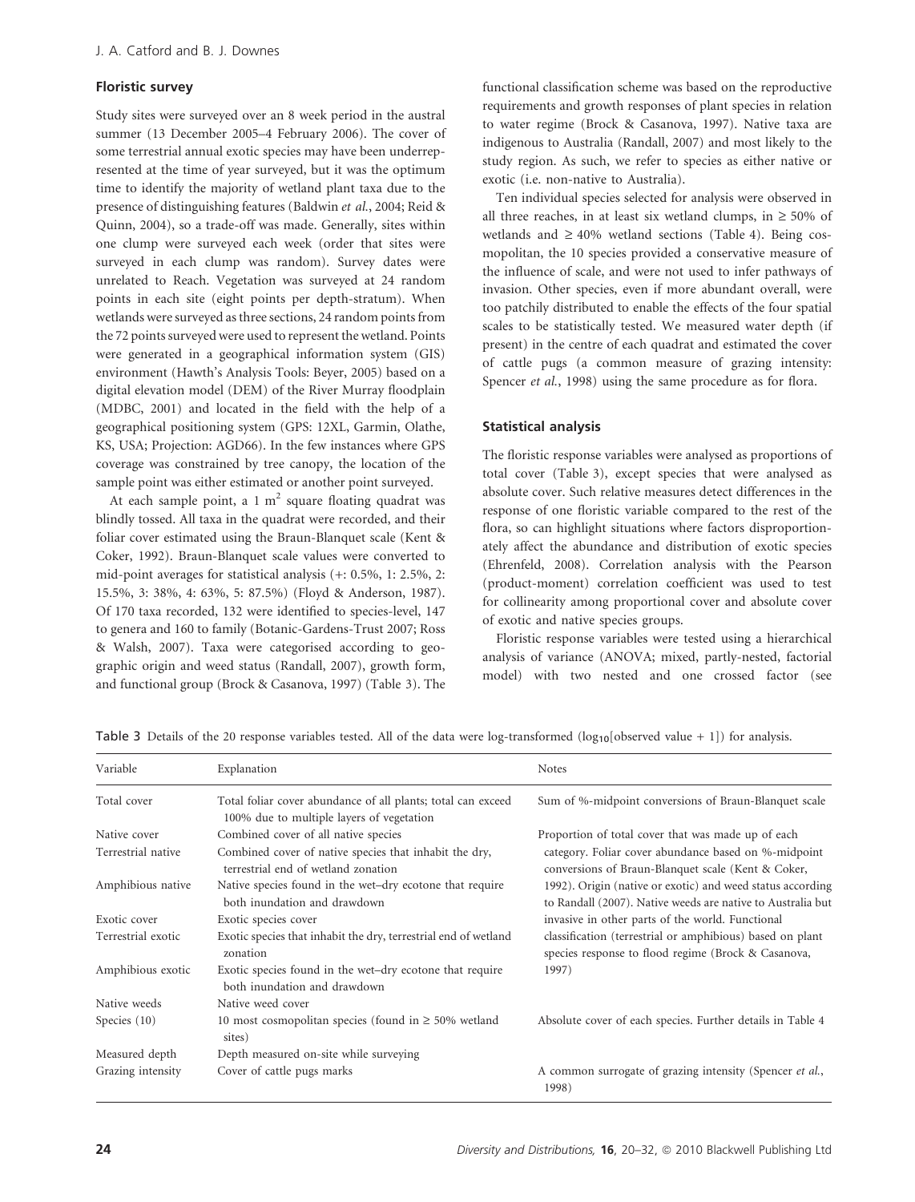### Floristic survey

Study sites were surveyed over an 8 week period in the austral summer (13 December 2005–4 February 2006). The cover of some terrestrial annual exotic species may have been underrepresented at the time of year surveyed, but it was the optimum time to identify the majority of wetland plant taxa due to the presence of distinguishing features (Baldwin *et al.*, 2004; Reid & Quinn, 2004), so a trade-off was made. Generally, sites within one clump were surveyed each week (order that sites were surveyed in each clump was random). Survey dates were unrelated to Reach. Vegetation was surveyed at 24 random points in each site (eight points per depth-stratum). When wetlands were surveyed as three sections, 24 random points from the 72 points surveyed were used to represent the wetland. Points were generated in a geographical information system (GIS) environment (Hawth's Analysis Tools: Beyer, 2005) based on a digital elevation model (DEM) of the River Murray floodplain (MDBC, 2001) and located in the field with the help of a geographical positioning system (GPS: 12XL, Garmin, Olathe, KS, USA; Projection: AGD66). In the few instances where GPS coverage was constrained by tree canopy, the location of the sample point was either estimated or another point surveyed.

At each sample point, a 1 $m^2$ square floating quadrat was blindly tossed. All taxa in the quadrat were recorded, and their foliar cover estimated using the Braun-Blanquet scale (Kent & Coker, 1992). Braun-Blanquet scale values were converted to mid-point averages for statistical analysis (+: 0.5%, 1: 2.5%, 2: 15.5%, 3: 38%, 4: 63%, 5: 87.5%) (Floyd & Anderson, 1987). Of 170 taxa recorded, 132 were identified to species-level, 147 to genera and 160 to family (Botanic-Gardens-Trust 2007; Ross & Walsh, 2007). Taxa were categorised according to geographic origin and weed status (Randall, 2007), growth form, and functional group (Brock & Casanova, 1997) (Table 3). The functional classification scheme was based on the reproductive requirements and growth responses of plant species in relation to water regime (Brock & Casanova, 1997). Native taxa are indigenous to Australia (Randall, 2007) and most likely to the study region. As such, we refer to species as either native or exotic (i.e. non-native to Australia).

Ten individual species selected for analysis were observed in all three reaches, in at least six wetland clumps, in ≥ 50% of wetlands and ≥ 40% wetland sections (Table 4). Being cosmopolitan, the 10 species provided a conservative measure of the influence of scale, and were not used to infer pathways of invasion. Other species, even if more abundant overall, were too patchily distributed to enable the effects of the four spatial scales to be statistically tested. We measured water depth (if present) in the centre of each quadrat and estimated the cover of cattle pugs (a common measure of grazing intensity: Spencer *et al.*, 1998) using the same procedure as for flora.

### Statistical analysis

The floristic response variables were analysed as proportions of total cover (Table 3), except species that were analysed as absolute cover. Such relative measures detect differences in the response of one floristic variable compared to the rest of the flora, so can highlight situations where factors disproportionately affect the abundance and distribution of exotic species (Ehrenfeld, 2008). Correlation analysis with the Pearson (product-moment) correlation coefficient was used to test for collinearity among proportional cover and absolute cover of exotic and native species groups.

Floristic response variables were tested using a hierarchical analysis of variance (ANOVA; mixed, partly-nested, factorial model) with two nested and one crossed factor (see

Table 3 Details of the 20 response variables tested. All of the data were log-transformed ($\log_{10}$[observed value + 1]) for analysis.

| Variable | Explanation | Notes |
|---|---|---|
| Total cover | Total foliar cover abundance of all plants; total can exceed 100% due to multiple layers of vegetation | Sum of %-midpoint conversions of Braun-Blanquet scale |
| Native cover | Combined cover of all native species | Proportion of total cover that was made up of each category. Foliar cover abundance based on %-midpoint conversions of Braun-Blanquet scale (Kent & Coker, 1992). Origin (native or exotic) and weed status according to Randall (2007). Native weeds are native to Australia but invasive in other parts of the world. Functional classification (terrestrial or amphibious) based on plant species response to flood regime (Brock & Casanova, 1997) |
| Terrestrial native | Combined cover of native species that inhabit the dry, terrestrial end of wetland zonation | |
| Amphibious native | Native species found in the wet–dry ecotone that require both inundation and drawdown | |
| Exotic cover | Exotic species cover | |
| Terrestrial exotic | Exotic species that inhabit the dry, terrestrial end of wetland zonation | |
| Amphibious exotic | Exotic species found in the wet–dry ecotone that require both inundation and drawdown | |
| Native weeds | Native weed cover | |
| Species (10) | 10 most cosmopolitan species (found in ≥ 50% wetland sites) | Absolute cover of each species. Further details in Table 4 |
| Measured depth | Depth measured on-site while surveying | |
| Grazing intensity | Cover of cattle pugs marks | A common surrogate of grazing intensity (Spencer *et al.*, 1998) |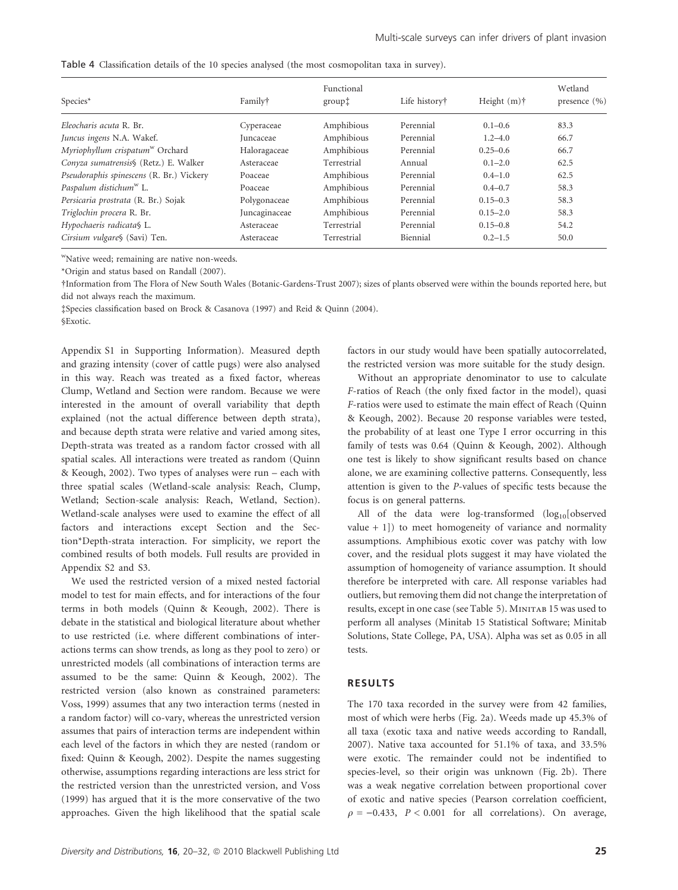Table 4 Classification details of the 10 species analysed (the most cosmopolitan taxa in survey).

| Species* | Family† | Functional group‡ | Life history† | Height (m)† | Wetland presence (%) |
|---|---|---|---|---|---|
| *Eleocharis acuta* R. Br. | Cyperaceae | Amphibious | Perennial | 0.1–0.6 | 83.3 |
| *Juncus ingens* N.A. Wakef. | Juncaceae | Amphibious | Perennial | 1.2–4.0 | 66.7 |
| *Myriophyllum crispatum*[w] Orchard | Haloragaceae | Amphibious | Perennial | 0.25–0.6 | 66.7 |
| *Conyza sumatrensis*§ (Retz.) E. Walker | Asteraceae | Terrestrial | Annual | 0.1–2.0 | 62.5 |
| *Pseudoraphis spinescens* (R. Br.) Vickery | Poaceae | Amphibious | Perennial | 0.4–1.0 | 62.5 |
| *Paspalum distichum*[w] L. | Poaceae | Amphibious | Perennial | 0.4–0.7 | 58.3 |
| *Persicaria prostrata* (R. Br.) Sojak | Polygonaceae | Amphibious | Perennial | 0.15–0.3 | 58.3 |
| *Triglochin procera* R. Br. | Juncaginaceae | Amphibious | Perennial | 0.15–2.0 | 58.3 |
| *Hypochaeris radicata*§ L. | Asteraceae | Terrestrial | Perennial | 0.15–0.8 | 54.2 |
| *Cirsium vulgare*§ (Savi) Ten. | Asteraceae | Terrestrial | Biennial | 0.2–1.5 | 50.0 |

[w]Native weed; remaining are native non-weeds.

*Origin and status based on Randall (2007).

†Information from The Flora of New South Wales (Botanic-Gardens-Trust 2007); sizes of plants observed were within the bounds reported here, but did not always reach the maximum.

‡Species classification based on Brock & Casanova (1997) and Reid & Quinn (2004).

§Exotic.

Appendix S1 in Supporting Information). Measured depth and grazing intensity (cover of cattle pugs) were also analysed in this way. Reach was treated as a fixed factor, whereas Clump, Wetland and Section were random. Because we were interested in the amount of overall variability that depth explained (not the actual difference between depth strata), and because depth strata were relative and varied among sites, Depth-strata was treated as a random factor crossed with all spatial scales. All interactions were treated as random (Quinn & Keough, 2002). Two types of analyses were run – each with three spatial scales (Wetland-scale analysis: Reach, Clump, Wetland; Section-scale analysis: Reach, Wetland, Section). Wetland-scale analyses were used to examine the effect of all factors and interactions except Section and the Section*Depth-strata interaction. For simplicity, we report the combined results of both models. Full results are provided in Appendix S2 and S3.

We used the restricted version of a mixed nested factorial model to test for main effects, and for interactions of the four terms in both models (Quinn & Keough, 2002). There is debate in the statistical and biological literature about whether to use restricted (i.e. where different combinations of interactions terms can show trends, as long as they pool to zero) or unrestricted models (all combinations of interaction terms are assumed to be the same: Quinn & Keough, 2002). The restricted version (also known as constrained parameters: Voss, 1999) assumes that any two interaction terms (nested in a random factor) will co-vary, whereas the unrestricted version assumes that pairs of interaction terms are independent within each level of the factors in which they are nested (random or fixed: Quinn & Keough, 2002). Despite the names suggesting otherwise, assumptions regarding interactions are less strict for the restricted version than the unrestricted version, and Voss (1999) has argued that it is the more conservative of the two approaches. Given the high likelihood that the spatial scale factors in our study would have been spatially autocorrelated, the restricted version was more suitable for the study design.

Without an appropriate denominator to use to calculate *F*-ratios of Reach (the only fixed factor in the model), quasi *F*-ratios were used to estimate the main effect of Reach (Quinn & Keough, 2002). Because 20 response variables were tested, the probability of at least one Type I error occurring in this family of tests was 0.64 (Quinn & Keough, 2002). Although one test is likely to show significant results based on chance alone, we are examining collective patterns. Consequently, less attention is given to the *P*-values of specific tests because the focus is on general patterns.

All of the data were log-transformed ($\log_{10}$[observed value + 1]) to meet homogeneity of variance and normality assumptions. Amphibious exotic cover was patchy with low cover, and the residual plots suggest it may have violated the assumption of homogeneity of variance assumption. It should therefore be interpreted with care. All response variables had outliers, but removing them did not change the interpretation of results, except in one case (see Table 5). MINITAB 15 was used to perform all analyses (Minitab 15 Statistical Software; Minitab Solutions, State College, PA, USA). Alpha was set as 0.05 in all tests.

## RESULTS

The 170 taxa recorded in the survey were from 42 families, most of which were herbs (Fig. 2a). Weeds made up 45.3% of all taxa (exotic taxa and native weeds according to Randall, 2007). Native taxa accounted for 51.1% of taxa, and 33.5% were exotic. The remainder could not be indentified to species-level, so their origin was unknown (Fig. 2b). There was a weak negative correlation between proportional cover of exotic and native species (Pearson correlation coefficient, $\rho = -0.433$, $P < 0.001$ for all correlations). On average,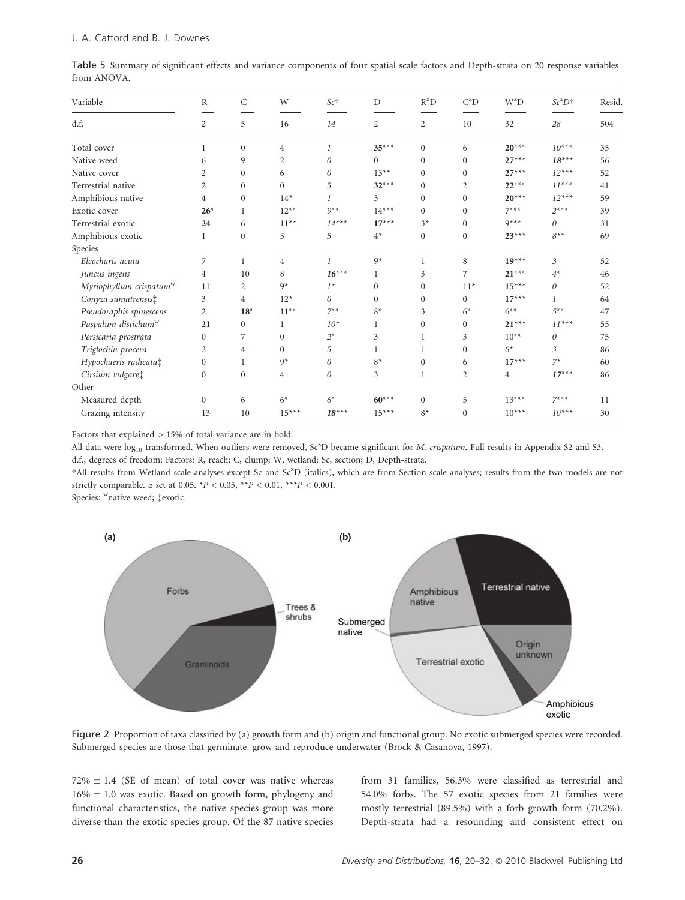Table 5 Summary of significant effects and variance components of four spatial scale factors and Depth-strata on 20 response variables from ANOVA.

| Variable | R | C | W | *Sc*† | D | R×D | C×D | W×D | *Sc×D*† | Resid. |
|---|---|---|---|---|---|---|---|---|---|---|
| d.f. | 2 | 5 | 16 | *14* | 2 | 2 | 10 | 32 | *28* | 504 |
| Total cover | 1 | 0 | 4 | *1* | **35**\*\*\* | 0 | 6 | **20**\*\*\* | *10*\*\*\* | 35 |
| Native weed | 6 | 9 | 2 | *0* | 0 | 0 | 0 | **27**\*\*\* | ***18***\*\*\* | 56 |
| Native cover | 2 | 0 | 6 | *0* | 13\*\* | 0 | 0 | **27**\*\*\* | *12*\*\*\* | 52 |
| Terrestrial native | 2 | 0 | 0 | *5* | **32**\*\*\* | 0 | 2 | **22**\*\*\* | *11*\*\*\* | 41 |
| Amphibious native | 4 | 0 | 14\* | *1* | 3 | 0 | 0 | **20**\*\*\* | *12*\*\*\* | 59 |
| Exotic cover | **26**\* | 1 | 12\*\* | *9*\*\* | 14\*\*\* | 0 | 0 | 7\*\*\* | *2*\*\*\* | 39 |
| Terrestrial exotic | **24** | 6 | 11\*\* | *14*\*\*\* | **17**\*\*\* | 3\* | 0 | 9\*\*\* | *0* | 31 |
| Amphibious exotic | 1 | 0 | 3 | *5* | 4\* | 0 | 0 | **23**\*\*\* | *8*\*\* | 69 |
| Species | | | | | | | | | | |
| *Eleocharis acuta* | 7 | 1 | 4 | *1* | 9\* | 1 | 8 | **19**\*\*\* | *3* | 52 |
| *Juncus ingens* | 4 | 10 | 8 | ***16***\*\*\* | 1 | 3 | 7 | **21**\*\*\* | *4*\* | 46 |
| *Myriophyllum crispatum*[w] | 11 | 2 | 9\* | *1*\* | 0 | 0 | 11\* | **15**\*\*\* | *0* | 52 |
| *Conyza sumatrensis*‡ | 3 | 4 | 12\* | *0* | 0 | 0 | 0 | **17**\*\*\* | *1* | 64 |
| *Pseudoraphis spinescens* | 2 | **18**\* | 11\*\* | *7*\*\* | 8\* | 3 | 6\* | 6\*\* | *5*\*\* | 47 |
| *Paspalum distichum*[w] | **21** | 0 | 1 | *10*\* | 1 | 0 | 0 | **21**\*\*\* | *11*\*\*\* | 55 |
| *Persicaria prostrata* | 0 | 7 | 0 | *2*\* | 3 | 1 | 3 | 10\*\* | *0* | 75 |
| *Triglochin procera* | 2 | 4 | 0 | *5* | 1 | 1 | 0 | 6\* | *3* | 86 |
| *Hypochaeris radicata*‡ | 0 | 1 | 9\* | *0* | 8\* | 0 | 6 | **17**\*\*\* | *7*\* | 60 |
| *Cirsium vulgare*‡ | 0 | 0 | 4 | *0* | 3 | 1 | 2 | 4 | ***17***\*\*\* | 86 |
| Other | | | | | | | | | | |
| Measured depth | 0 | 6 | 6\* | *6*\* | **60**\*\*\* | 0 | 5 | 13\*\*\* | *7*\*\*\* | 11 |
| Grazing intensity | 13 | 10 | 15\*\*\* | ***18***\*\*\* | 15\*\*\* | 8\* | 0 | 10\*\*\* | *10*\*\*\* | 30 |

Factors that explained > 15% of total variance are in bold.

All data were $\log_{10}$-transformed. When outliers were removed, Sc×D became significant for *M. crispatum*. Full results in Appendix S2 and S3.

d.f., degrees of freedom; Factors: R, reach; C, clump; W, wetland; Sc, section; D, Depth-strata.

†All results from Wetland-scale analyses except Sc and Sc×D (italics), which are from Section-scale analyses; results from the two models are not strictly comparable. α set at 0.05. \*$P < 0.05$, \*\*$P < 0.01$, \*\*\*$P < 0.001$.

Species: [w]native weed; ‡exotic.

(a)
Forbs
Trees & shrubs
Graminoids

(b)
Amphibious native
Terrestrial native
Submerged native
Origin unknown
Terrestrial exotic
Amphibious exotic

Figure 2 Proportion of taxa classified by (a) growth form and (b) origin and functional group. No exotic submerged species were recorded. Submerged species are those that germinate, grow and reproduce underwater (Brock & Casanova, 1997).

72% ± 1.4 (SE of mean) of total cover was native whereas 16% ± 1.0 was exotic. Based on growth form, phylogeny and functional characteristics, the native species group was more diverse than the exotic species group. Of the 87 native species from 31 families, 56.3% were classified as terrestrial and 54.0% forbs. The 57 exotic species from 21 families were mostly terrestrial (89.5%) with a forb growth form (70.2%). Depth-strata had a resounding and consistent effect on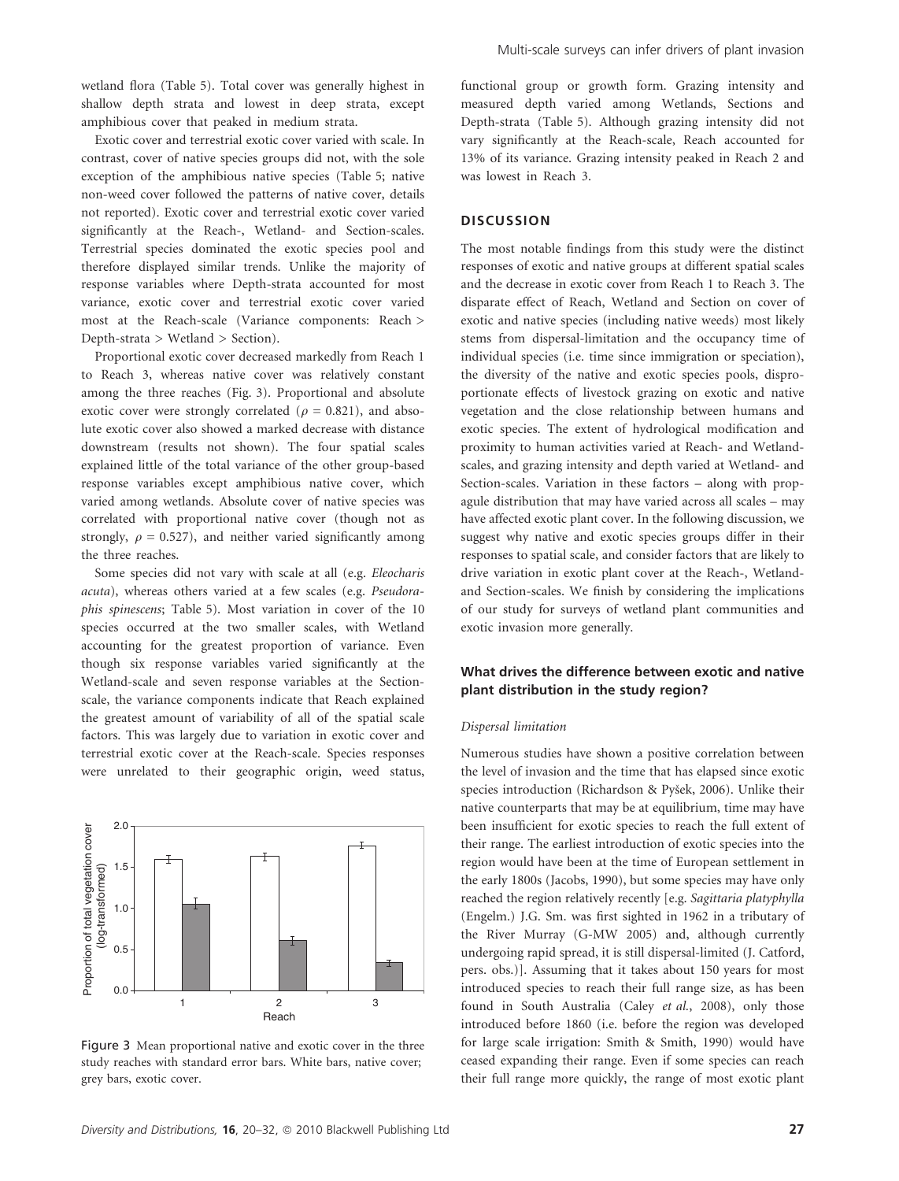wetland flora (Table 5). Total cover was generally highest in shallow depth strata and lowest in deep strata, except amphibious cover that peaked in medium strata.

Exotic cover and terrestrial exotic cover varied with scale. In contrast, cover of native species groups did not, with the sole exception of the amphibious native species (Table 5; native non-weed cover followed the patterns of native cover, details not reported). Exotic cover and terrestrial exotic cover varied significantly at the Reach-, Wetland- and Section-scales. Terrestrial species dominated the exotic species pool and therefore displayed similar trends. Unlike the majority of response variables where Depth-strata accounted for most variance, exotic cover and terrestrial exotic cover varied most at the Reach-scale (Variance components: Reach > Depth-strata > Wetland > Section).

Proportional exotic cover decreased markedly from Reach 1 to Reach 3, whereas native cover was relatively constant among the three reaches (Fig. 3). Proportional and absolute exotic cover were strongly correlated ($\rho = 0.821$), and absolute exotic cover also showed a marked decrease with distance downstream (results not shown). The four spatial scales explained little of the total variance of the other group-based response variables except amphibious native cover, which varied among wetlands. Absolute cover of native species was correlated with proportional native cover (though not as strongly, $\rho = 0.527$), and neither varied significantly among the three reaches.

Some species did not vary with scale at all (e.g. *Eleocharis acuta*), whereas others varied at a few scales (e.g. *Pseudoraphis spinescens*; Table 5). Most variation in cover of the 10 species occurred at the two smaller scales, with Wetland accounting for the greatest proportion of variance. Even though six response variables varied significantly at the Wetland-scale and seven response variables at the Section-scale, the variance components indicate that Reach explained the greatest amount of variability of all of the spatial scale factors. This was largely due to variation in exotic cover and terrestrial exotic cover at the Reach-scale. Species responses were unrelated to their geographic origin, weed status, functional group or growth form. Grazing intensity and measured depth varied among Wetlands, Sections and Depth-strata (Table 5). Although grazing intensity did not vary significantly at the Reach-scale, Reach accounted for 13% of its variance. Grazing intensity peaked in Reach 2 and was lowest in Reach 3.

Figure 3 Mean proportional native and exotic cover in the three study reaches with standard error bars. White bars, native cover; grey bars, exotic cover.

## DISCUSSION

The most notable findings from this study were the distinct responses of exotic and native groups at different spatial scales and the decrease in exotic cover from Reach 1 to Reach 3. The disparate effect of Reach, Wetland and Section on cover of exotic and native species (including native weeds) most likely stems from dispersal-limitation and the occupancy time of individual species (i.e. time since immigration or speciation), the diversity of the native and exotic species pools, disproportionate effects of livestock grazing on exotic and native vegetation and the close relationship between humans and exotic species. The extent of hydrological modification and proximity to human activities varied at Reach- and Wetland-scales, and grazing intensity and depth varied at Wetland- and Section-scales. Variation in these factors – along with propagule distribution that may have varied across all scales – may have affected exotic plant cover. In the following discussion, we suggest why native and exotic species groups differ in their responses to spatial scale, and consider factors that are likely to drive variation in exotic plant cover at the Reach-, Wetland- and Section-scales. We finish by considering the implications of our study for surveys of wetland plant communities and exotic invasion more generally.

### What drives the difference between exotic and native plant distribution in the study region?

#### *Dispersal limitation*

Numerous studies have shown a positive correlation between the level of invasion and the time that has elapsed since exotic species introduction (Richardson & Pyšek, 2006). Unlike their native counterparts that may be at equilibrium, time may have been insufficient for exotic species to reach the full extent of their range. The earliest introduction of exotic species into the region would have been at the time of European settlement in the early 1800s (Jacobs, 1990), but some species may have only reached the region relatively recently [e.g. *Sagittaria platyphylla* (Engelm.) J.G. Sm. was first sighted in 1962 in a tributary of the River Murray (G-MW 2005) and, although currently undergoing rapid spread, it is still dispersal-limited (J. Catford, pers. obs.)]. Assuming that it takes about 150 years for most introduced species to reach their full range size, as has been found in South Australia (Caley *et al.*, 2008), only those introduced before 1860 (i.e. before the region was developed for large scale irrigation: Smith & Smith, 1990) would have ceased expanding their range. Even if some species can reach their full range more quickly, the range of most exotic plant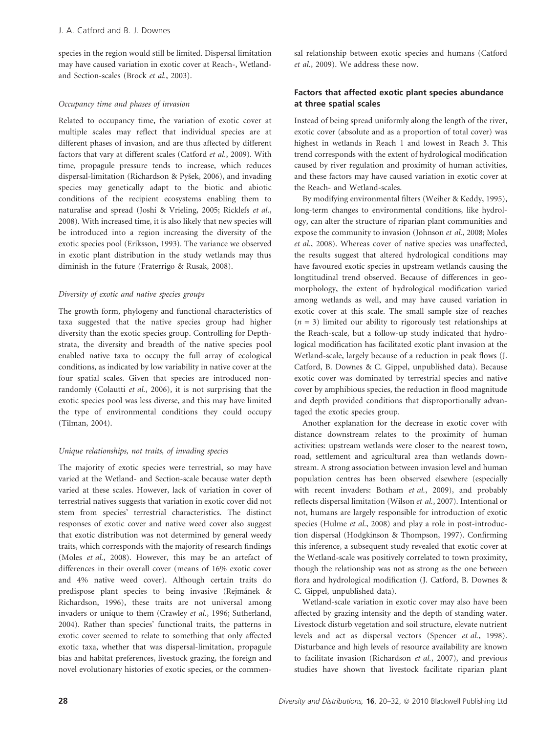species in the region would still be limited. Dispersal limitation may have caused variation in exotic cover at Reach-, Wetland- and Section-scales (Brock *et al.*, 2003).

#### *Occupancy time and phases of invasion*

Related to occupancy time, the variation of exotic cover at multiple scales may reflect that individual species are at different phases of invasion, and are thus affected by different factors that vary at different scales (Catford *et al.*, 2009). With time, propagule pressure tends to increase, which reduces dispersal-limitation (Richardson & Pyšek, 2006), and invading species may genetically adapt to the biotic and abiotic conditions of the recipient ecosystems enabling them to naturalise and spread (Joshi & Vrieling, 2005; Ricklefs *et al.*, 2008). With increased time, it is also likely that new species will be introduced into a region increasing the diversity of the exotic species pool (Eriksson, 1993). The variance we observed in exotic plant distribution in the study wetlands may thus diminish in the future (Fraterrigo & Rusak, 2008).

#### *Diversity of exotic and native species groups*

The growth form, phylogeny and functional characteristics of taxa suggested that the native species group had higher diversity than the exotic species group. Controlling for Depth-strata, the diversity and breadth of the native species pool enabled native taxa to occupy the full array of ecological conditions, as indicated by low variability in native cover at the four spatial scales. Given that species are introduced non-randomly (Colautti *et al.*, 2006), it is not surprising that the exotic species pool was less diverse, and this may have limited the type of environmental conditions they could occupy (Tilman, 2004).

#### *Unique relationships, not traits, of invading species*

The majority of exotic species were terrestrial, so may have varied at the Wetland- and Section-scale because water depth varied at these scales. However, lack of variation in cover of terrestrial natives suggests that variation in exotic cover did not stem from species' terrestrial characteristics. The distinct responses of exotic cover and native weed cover also suggest that exotic distribution was not determined by general weedy traits, which corresponds with the majority of research findings (Moles *et al.*, 2008). However, this may be an artefact of differences in their overall cover (means of 16% exotic cover and 4% native weed cover). Although certain traits do predispose plant species to being invasive (Rejmánek & Richardson, 1996), these traits are not universal among invaders or unique to them (Crawley *et al.*, 1996; Sutherland, 2004). Rather than species' functional traits, the patterns in exotic cover seemed to relate to something that only affected exotic taxa, whether that was dispersal-limitation, propagule bias and habitat preferences, livestock grazing, the foreign and novel evolutionary histories of exotic species, or the commensal relationship between exotic species and humans (Catford *et al.*, 2009). We address these now.

### Factors that affected exotic plant species abundance at three spatial scales

Instead of being spread uniformly along the length of the river, exotic cover (absolute and as a proportion of total cover) was highest in wetlands in Reach 1 and lowest in Reach 3. This trend corresponds with the extent of hydrological modification caused by river regulation and proximity of human activities, and these factors may have caused variation in exotic cover at the Reach- and Wetland-scales.

By modifying environmental filters (Weiher & Keddy, 1995), long-term changes to environmental conditions, like hydrology, can alter the structure of riparian plant communities and expose the community to invasion (Johnson *et al.*, 2008; Moles *et al.*, 2008). Whereas cover of native species was unaffected, the results suggest that altered hydrological conditions may have favoured exotic species in upstream wetlands causing the longtitudinal trend observed. Because of differences in geomorphology, the extent of hydrological modification varied among wetlands as well, and may have caused variation in exotic cover at this scale. The small sample size of reaches ($n = 3$) limited our ability to rigorously test relationships at the Reach-scale, but a follow-up study indicated that hydrological modification has facilitated exotic plant invasion at the Wetland-scale, largely because of a reduction in peak flows (J. Catford, B. Downes & C. Gippel, unpublished data). Because exotic cover was dominated by terrestrial species and native cover by amphibious species, the reduction in flood magnitude and depth provided conditions that disproportionally advantaged the exotic species group.

Another explanation for the decrease in exotic cover with distance downstream relates to the proximity of human activities: upstream wetlands were closer to the nearest town, road, settlement and agricultural area than wetlands downstream. A strong association between invasion level and human population centres has been observed elsewhere (especially with recent invaders: Botham *et al.*, 2009), and probably reflects dispersal limitation (Wilson *et al.*, 2007). Intentional or not, humans are largely responsible for introduction of exotic species (Hulme *et al.*, 2008) and play a role in post-introduction dispersal (Hodgkinson & Thompson, 1997). Confirming this inference, a subsequent study revealed that exotic cover at the Wetland-scale was positively correlated to town proximity, though the relationship was not as strong as the one between flora and hydrological modification (J. Catford, B. Downes & C. Gippel, unpublished data).

Wetland-scale variation in exotic cover may also have been affected by grazing intensity and the depth of standing water. Livestock disturb vegetation and soil structure, elevate nutrient levels and act as dispersal vectors (Spencer *et al.*, 1998). Disturbance and high levels of resource availability are known to facilitate invasion (Richardson *et al.*, 2007), and previous studies have shown that livestock facilitate riparian plant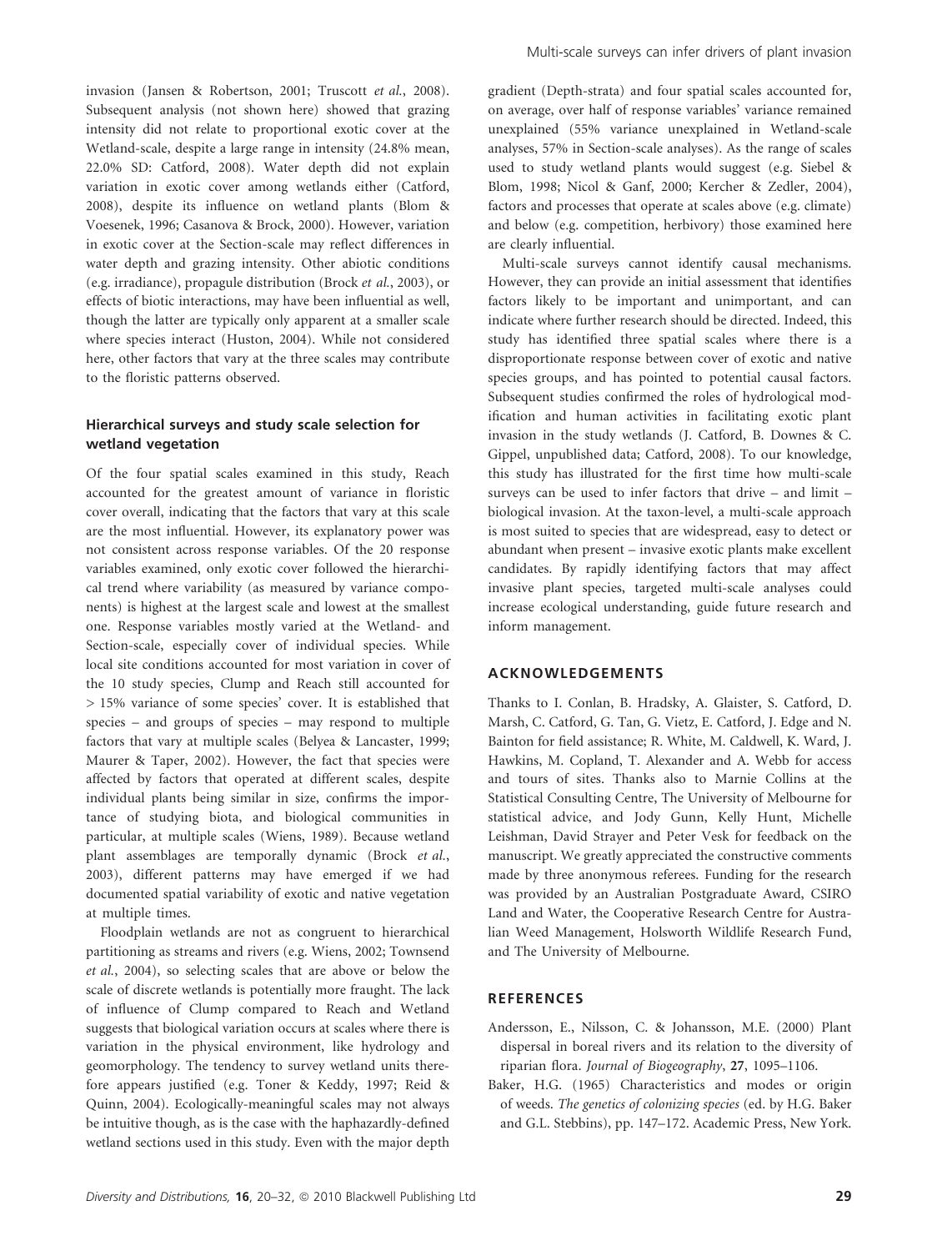invasion (Jansen & Robertson, 2001; Truscott *et al.*, 2008). Subsequent analysis (not shown here) showed that grazing intensity did not relate to proportional exotic cover at the Wetland-scale, despite a large range in intensity (24.8% mean, 22.0% SD: Catford, 2008). Water depth did not explain variation in exotic cover among wetlands either (Catford, 2008), despite its influence on wetland plants (Blom & Voesenek, 1996; Casanova & Brock, 2000). However, variation in exotic cover at the Section-scale may reflect differences in water depth and grazing intensity. Other abiotic conditions (e.g. irradiance), propagule distribution (Brock *et al.*, 2003), or effects of biotic interactions, may have been influential as well, though the latter are typically only apparent at a smaller scale where species interact (Huston, 2004). While not considered here, other factors that vary at the three scales may contribute to the floristic patterns observed.

### Hierarchical surveys and study scale selection for wetland vegetation

Of the four spatial scales examined in this study, Reach accounted for the greatest amount of variance in floristic cover overall, indicating that the factors that vary at this scale are the most influential. However, its explanatory power was not consistent across response variables. Of the 20 response variables examined, only exotic cover followed the hierarchical trend where variability (as measured by variance components) is highest at the largest scale and lowest at the smallest one. Response variables mostly varied at the Wetland- and Section-scale, especially cover of individual species. While local site conditions accounted for most variation in cover of the 10 study species, Clump and Reach still accounted for > 15% variance of some species' cover. It is established that species – and groups of species – may respond to multiple factors that vary at multiple scales (Belyea & Lancaster, 1999; Maurer & Taper, 2002). However, the fact that species were affected by factors that operated at different scales, despite individual plants being similar in size, confirms the importance of studying biota, and biological communities in particular, at multiple scales (Wiens, 1989). Because wetland plant assemblages are temporally dynamic (Brock *et al.*, 2003), different patterns may have emerged if we had documented spatial variability of exotic and native vegetation at multiple times.

Floodplain wetlands are not as congruent to hierarchical partitioning as streams and rivers (e.g. Wiens, 2002; Townsend *et al.*, 2004), so selecting scales that are above or below the scale of discrete wetlands is potentially more fraught. The lack of influence of Clump compared to Reach and Wetland suggests that biological variation occurs at scales where there is variation in the physical environment, like hydrology and geomorphology. The tendency to survey wetland units therefore appears justified (e.g. Toner & Keddy, 1997; Reid & Quinn, 2004). Ecologically-meaningful scales may not always be intuitive though, as is the case with the haphazardly-defined wetland sections used in this study. Even with the major depth gradient (Depth-strata) and four spatial scales accounted for, on average, over half of response variables' variance remained unexplained (55% variance unexplained in Wetland-scale analyses, 57% in Section-scale analyses). As the range of scales used to study wetland plants would suggest (e.g. Siebel & Blom, 1998; Nicol & Ganf, 2000; Kercher & Zedler, 2004), factors and processes that operate at scales above (e.g. climate) and below (e.g. competition, herbivory) those examined here are clearly influential.

Multi-scale surveys cannot identify causal mechanisms. However, they can provide an initial assessment that identifies factors likely to be important and unimportant, and can indicate where further research should be directed. Indeed, this study has identified three spatial scales where there is a disproportionate response between cover of exotic and native species groups, and has pointed to potential causal factors. Subsequent studies confirmed the roles of hydrological modification and human activities in facilitating exotic plant invasion in the study wetlands (J. Catford, B. Downes & C. Gippel, unpublished data; Catford, 2008). To our knowledge, this study has illustrated for the first time how multi-scale surveys can be used to infer factors that drive – and limit – biological invasion. At the taxon-level, a multi-scale approach is most suited to species that are widespread, easy to detect or abundant when present – invasive exotic plants make excellent candidates. By rapidly identifying factors that may affect invasive plant species, targeted multi-scale analyses could increase ecological understanding, guide future research and inform management.

## ACKNOWLEDGEMENTS

Thanks to I. Conlan, B. Hradsky, A. Glaister, S. Catford, D. Marsh, C. Catford, G. Tan, G. Vietz, E. Catford, J. Edge and N. Bainton for field assistance; R. White, M. Caldwell, K. Ward, J. Hawkins, M. Copland, T. Alexander and A. Webb for access and tours of sites. Thanks also to Marnie Collins at the Statistical Consulting Centre, The University of Melbourne for statistical advice, and Jody Gunn, Kelly Hunt, Michelle Leishman, David Strayer and Peter Vesk for feedback on the manuscript. We greatly appreciated the constructive comments made by three anonymous referees. Funding for the research was provided by an Australian Postgraduate Award, CSIRO Land and Water, the Cooperative Research Centre for Australian Weed Management, Holsworth Wildlife Research Fund, and The University of Melbourne.

## REFERENCES

Andersson, E., Nilsson, C. & Johansson, M.E. (2000) Plant dispersal in boreal rivers and its relation to the diversity of riparian flora. *Journal of Biogeography*, **27**, 1095–1106.

Baker, H.G. (1965) Characteristics and modes or origin of weeds. *The genetics of colonizing species* (ed. by H.G. Baker and G.L. Stebbins), pp. 147–172. Academic Press, New York.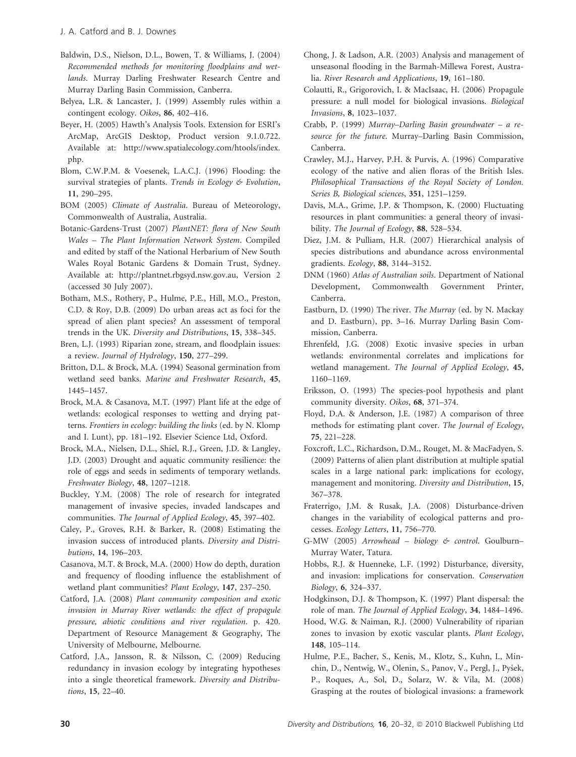Baldwin, D.S., Nielson, D.L., Bowen, T. & Williams, J. (2004) *Recommended methods for monitoring floodplains and wetlands*. Murray Darling Freshwater Research Centre and Murray Darling Basin Commission, Canberra.

Belyea, L.R. & Lancaster, J. (1999) Assembly rules within a contingent ecology. *Oikos*, **86**, 402–416.

Beyer, H. (2005) Hawth's Analysis Tools. Extension for ESRI's ArcMap, ArcGIS Desktop, Product version 9.1.0.722. Available at: http://www.spatialecology.com/htools/index.php.

Blom, C.W.P.M. & Voesenek, L.A.C.J. (1996) Flooding: the survival strategies of plants. *Trends in Ecology & Evolution*, **11**, 290–295.

BOM (2005) *Climate of Australia*. Bureau of Meteorology, Commonwealth of Australia, Australia.

Botanic-Gardens-Trust (2007) *PlantNET: flora of New South Wales – The Plant Information Network System*. Compiled and edited by staff of the National Herbarium of New South Wales Royal Botanic Gardens & Domain Trust, Sydney. Available at: http://plantnet.rbgsyd.nsw.gov.au, Version 2 (accessed 30 July 2007).

Botham, M.S., Rothery, P., Hulme, P.E., Hill, M.O., Preston, C.D. & Roy, D.B. (2009) Do urban areas act as foci for the spread of alien plant species? An assessment of temporal trends in the UK. *Diversity and Distributions*, **15**, 338–345.

Bren, L.J. (1993) Riparian zone, stream, and floodplain issues: a review. *Journal of Hydrology*, **150**, 277–299.

Britton, D.L. & Brock, M.A. (1994) Seasonal germination from wetland seed banks. *Marine and Freshwater Research*, **45**, 1445–1457.

Brock, M.A. & Casanova, M.T. (1997) Plant life at the edge of wetlands: ecological responses to wetting and drying patterns. *Frontiers in ecology: building the links* (ed. by N. Klomp and I. Lunt), pp. 181–192. Elsevier Science Ltd, Oxford.

Brock, M.A., Nielsen, D.L., Shiel, R.J., Green, J.D. & Langley, J.D. (2003) Drought and aquatic community resilience: the role of eggs and seeds in sediments of temporary wetlands. *Freshwater Biology*, **48**, 1207–1218.

Buckley, Y.M. (2008) The role of research for integrated management of invasive species, invaded landscapes and communities. *The Journal of Applied Ecology*, **45**, 397–402.

Caley, P., Groves, R.H. & Barker, R. (2008) Estimating the invasion success of introduced plants. *Diversity and Distributions*, **14**, 196–203.

Casanova, M.T. & Brock, M.A. (2000) How do depth, duration and frequency of flooding influence the establishment of wetland plant communities? *Plant Ecology*, **147**, 237–250.

Catford, J.A. (2008) *Plant community composition and exotic invasion in Murray River wetlands: the effect of propagule pressure, abiotic conditions and river regulation*. p. 420. Department of Resource Management & Geography, The University of Melbourne, Melbourne.

Catford, J.A., Jansson, R. & Nilsson, C. (2009) Reducing redundancy in invasion ecology by integrating hypotheses into a single theoretical framework. *Diversity and Distributions*, **15**, 22–40.

Chong, J. & Ladson, A.R. (2003) Analysis and management of unseasonal flooding in the Barmah-Millewa Forest, Australia. *River Research and Applications*, **19**, 161–180.

Colautti, R., Grigorovich, I. & MacIsaac, H. (2006) Propagule pressure: a null model for biological invasions. *Biological Invasions*, **8**, 1023–1037.

Crabb, P. (1999) *Murray–Darling Basin groundwater – a resource for the future*. Murray–Darling Basin Commission, Canberra.

Crawley, M.J., Harvey, P.H. & Purvis, A. (1996) Comparative ecology of the native and alien floras of the British Isles. *Philosophical Transactions of the Royal Society of London. Series B, Biological sciences*, **351**, 1251–1259.

Davis, M.A., Grime, J.P. & Thompson, K. (2000) Fluctuating resources in plant communities: a general theory of invasibility. *The Journal of Ecology*, **88**, 528–534.

Diez, J.M. & Pulliam, H.R. (2007) Hierarchical analysis of species distributions and abundance across environmental gradients. *Ecology*, **88**, 3144–3152.

DNM (1960) *Atlas of Australian soils*. Department of National Development, Commonwealth Government Printer, Canberra.

Eastburn, D. (1990) The river. *The Murray* (ed. by N. Mackay and D. Eastburn), pp. 3–16. Murray Darling Basin Commission, Canberra.

Ehrenfeld, J.G. (2008) Exotic invasive species in urban wetlands: environmental correlates and implications for wetland management. *The Journal of Applied Ecology*, **45**, 1160–1169.

Eriksson, O. (1993) The species-pool hypothesis and plant community diversity. *Oikos*, **68**, 371–374.

Floyd, D.A. & Anderson, J.E. (1987) A comparison of three methods for estimating plant cover. *The Journal of Ecology*, **75**, 221–228.

Foxcroft, L.C., Richardson, D.M., Rouget, M. & MacFadyen, S. (2009) Patterns of alien plant distribution at multiple spatial scales in a large national park: implications for ecology, management and monitoring. *Diversity and Distribution*, **15**, 367–378.

Fraterrigo, J.M. & Rusak, J.A. (2008) Disturbance-driven changes in the variability of ecological patterns and processes. *Ecology Letters*, **11**, 756–770.

G-MW (2005) *Arrowhead – biology & control*. Goulburn–Murray Water, Tatura.

Hobbs, R.J. & Huenneke, L.F. (1992) Disturbance, diversity, and invasion: implications for conservation. *Conservation Biology*, **6**, 324–337.

Hodgkinson, D.J. & Thompson, K. (1997) Plant dispersal: the role of man. *The Journal of Applied Ecology*, **34**, 1484–1496.

Hood, W.G. & Naiman, R.J. (2000) Vulnerability of riparian zones to invasion by exotic vascular plants. *Plant Ecology*, **148**, 105–114.

Hulme, P.E., Bacher, S., Kenis, M., Klotz, S., Kuhn, I., Minchin, D., Nentwig, W., Olenin, S., Panov, V., Pergl, J., Pyšek, P., Roques, A., Sol, D., Solarz, W. & Vila, M. (2008) Grasping at the routes of biological invasions: a framework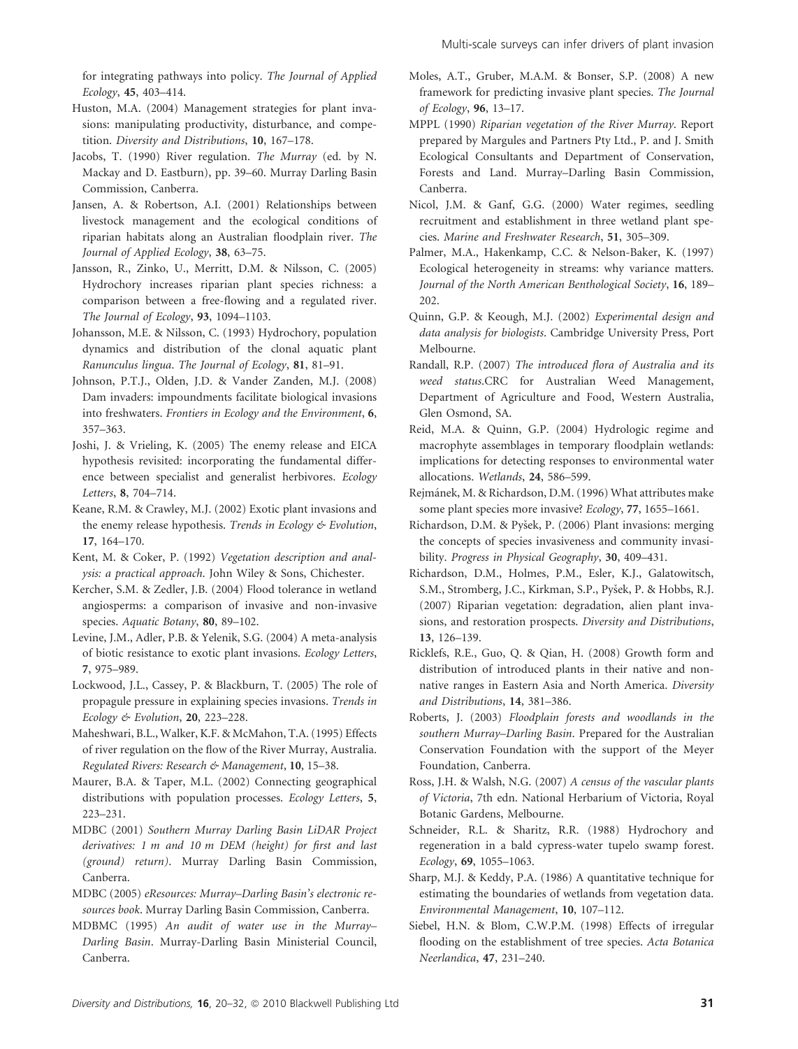for integrating pathways into policy. *The Journal of Applied Ecology*, **45**, 403–414.

Huston, M.A. (2004) Management strategies for plant invasions: manipulating productivity, disturbance, and competition. *Diversity and Distributions*, **10**, 167–178.

Jacobs, T. (1990) River regulation. *The Murray* (ed. by N. Mackay and D. Eastburn), pp. 39–60. Murray Darling Basin Commission, Canberra.

Jansen, A. & Robertson, A.I. (2001) Relationships between livestock management and the ecological conditions of riparian habitats along an Australian floodplain river. *The Journal of Applied Ecology*, **38**, 63–75.

Jansson, R., Zinko, U., Merritt, D.M. & Nilsson, C. (2005) Hydrochory increases riparian plant species richness: a comparison between a free-flowing and a regulated river. *The Journal of Ecology*, **93**, 1094–1103.

Johansson, M.E. & Nilsson, C. (1993) Hydrochory, population dynamics and distribution of the clonal aquatic plant *Ranunculus lingua*. *The Journal of Ecology*, **81**, 81–91.

Johnson, P.T.J., Olden, J.D. & Vander Zanden, M.J. (2008) Dam invaders: impoundments facilitate biological invasions into freshwaters. *Frontiers in Ecology and the Environment*, **6**, 357–363.

Joshi, J. & Vrieling, K. (2005) The enemy release and EICA hypothesis revisited: incorporating the fundamental difference between specialist and generalist herbivores. *Ecology Letters*, **8**, 704–714.

Keane, R.M. & Crawley, M.J. (2002) Exotic plant invasions and the enemy release hypothesis. *Trends in Ecology & Evolution*, **17**, 164–170.

Kent, M. & Coker, P. (1992) *Vegetation description and analysis: a practical approach*. John Wiley & Sons, Chichester.

Kercher, S.M. & Zedler, J.B. (2004) Flood tolerance in wetland angiosperms: a comparison of invasive and non-invasive species. *Aquatic Botany*, **80**, 89–102.

Levine, J.M., Adler, P.B. & Yelenik, S.G. (2004) A meta-analysis of biotic resistance to exotic plant invasions. *Ecology Letters*, **7**, 975–989.

Lockwood, J.L., Cassey, P. & Blackburn, T. (2005) The role of propagule pressure in explaining species invasions. *Trends in Ecology & Evolution*, **20**, 223–228.

Maheshwari, B.L., Walker, K.F. & McMahon, T.A. (1995) Effects of river regulation on the flow of the River Murray, Australia. *Regulated Rivers: Research & Management*, **10**, 15–38.

Maurer, B.A. & Taper, M.L. (2002) Connecting geographical distributions with population processes. *Ecology Letters*, **5**, 223–231.

MDBC (2001) *Southern Murray Darling Basin LiDAR Project derivatives: 1 m and 10 m DEM (height) for first and last (ground) return)*. Murray Darling Basin Commission, Canberra.

MDBC (2005) *eResources: Murray–Darling Basin's electronic resources book*. Murray Darling Basin Commission, Canberra.

MDBMC (1995) *An audit of water use in the Murray–Darling Basin*. Murray-Darling Basin Ministerial Council, Canberra.

Moles, A.T., Gruber, M.A.M. & Bonser, S.P. (2008) A new framework for predicting invasive plant species. *The Journal of Ecology*, **96**, 13–17.

MPPL (1990) *Riparian vegetation of the River Murray*. Report prepared by Margules and Partners Pty Ltd., P. and J. Smith Ecological Consultants and Department of Conservation, Forests and Land. Murray–Darling Basin Commission, Canberra.

Nicol, J.M. & Ganf, G.G. (2000) Water regimes, seedling recruitment and establishment in three wetland plant species. *Marine and Freshwater Research*, **51**, 305–309.

Palmer, M.A., Hakenkamp, C.C. & Nelson-Baker, K. (1997) Ecological heterogeneity in streams: why variance matters. *Journal of the North American Benthological Society*, **16**, 189–202.

Quinn, G.P. & Keough, M.J. (2002) *Experimental design and data analysis for biologists*. Cambridge University Press, Port Melbourne.

Randall, R.P. (2007) *The introduced flora of Australia and its weed status*.CRC for Australian Weed Management, Department of Agriculture and Food, Western Australia, Glen Osmond, SA.

Reid, M.A. & Quinn, G.P. (2004) Hydrologic regime and macrophyte assemblages in temporary floodplain wetlands: implications for detecting responses to environmental water allocations. *Wetlands*, **24**, 586–599.

Rejmánek, M. & Richardson, D.M. (1996) What attributes make some plant species more invasive? *Ecology*, **77**, 1655–1661.

Richardson, D.M. & Pyšek, P. (2006) Plant invasions: merging the concepts of species invasiveness and community invasibility. *Progress in Physical Geography*, **30**, 409–431.

Richardson, D.M., Holmes, P.M., Esler, K.J., Galatowitsch, S.M., Stromberg, J.C., Kirkman, S.P., Pyšek, P. & Hobbs, R.J. (2007) Riparian vegetation: degradation, alien plant invasions, and restoration prospects. *Diversity and Distributions*, **13**, 126–139.

Ricklefs, R.E., Guo, Q. & Qian, H. (2008) Growth form and distribution of introduced plants in their native and non-native ranges in Eastern Asia and North America. *Diversity and Distributions*, **14**, 381–386.

Roberts, J. (2003) *Floodplain forests and woodlands in the southern Murray–Darling Basin*. Prepared for the Australian Conservation Foundation with the support of the Meyer Foundation, Canberra.

Ross, J.H. & Walsh, N.G. (2007) *A census of the vascular plants of Victoria*, 7th edn. National Herbarium of Victoria, Royal Botanic Gardens, Melbourne.

Schneider, R.L. & Sharitz, R.R. (1988) Hydrochory and regeneration in a bald cypress-water tupelo swamp forest. *Ecology*, **69**, 1055–1063.

Sharp, M.J. & Keddy, P.A. (1986) A quantitative technique for estimating the boundaries of wetlands from vegetation data. *Environmental Management*, **10**, 107–112.

Siebel, H.N. & Blom, C.W.P.M. (1998) Effects of irregular flooding on the establishment of tree species. *Acta Botanica Neerlandica*, **47**, 231–240.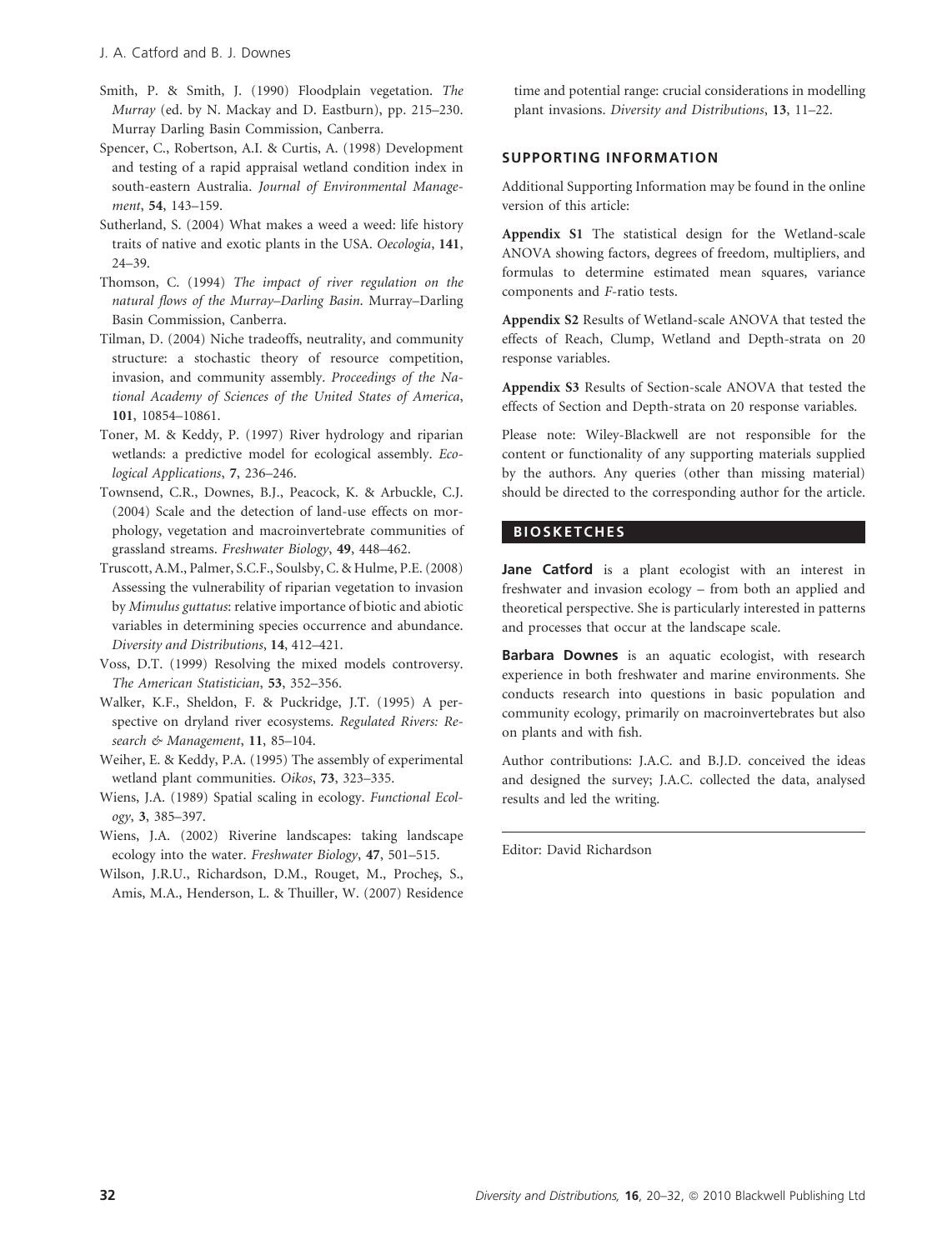Smith, P. & Smith, J. (1990) Floodplain vegetation. *The Murray* (ed. by N. Mackay and D. Eastburn), pp. 215–230. Murray Darling Basin Commission, Canberra.

Spencer, C., Robertson, A.I. & Curtis, A. (1998) Development and testing of a rapid appraisal wetland condition index in south-eastern Australia. *Journal of Environmental Management*, **54**, 143–159.

Sutherland, S. (2004) What makes a weed a weed: life history traits of native and exotic plants in the USA. *Oecologia*, **141**, 24–39.

Thomson, C. (1994) *The impact of river regulation on the natural flows of the Murray–Darling Basin*. Murray–Darling Basin Commission, Canberra.

Tilman, D. (2004) Niche tradeoffs, neutrality, and community structure: a stochastic theory of resource competition, invasion, and community assembly. *Proceedings of the National Academy of Sciences of the United States of America*, **101**, 10854–10861.

Toner, M. & Keddy, P. (1997) River hydrology and riparian wetlands: a predictive model for ecological assembly. *Ecological Applications*, **7**, 236–246.

Townsend, C.R., Downes, B.J., Peacock, K. & Arbuckle, C.J. (2004) Scale and the detection of land-use effects on morphology, vegetation and macroinvertebrate communities of grassland streams. *Freshwater Biology*, **49**, 448–462.

Truscott, A.M., Palmer, S.C.F., Soulsby, C. & Hulme, P.E. (2008) Assessing the vulnerability of riparian vegetation to invasion by *Mimulus guttatus*: relative importance of biotic and abiotic variables in determining species occurrence and abundance. *Diversity and Distributions*, **14**, 412–421.

Voss, D.T. (1999) Resolving the mixed models controversy. *The American Statistician*, **53**, 352–356.

Walker, K.F., Sheldon, F. & Puckridge, J.T. (1995) A perspective on dryland river ecosystems. *Regulated Rivers: Research & Management*, **11**, 85–104.

Weiher, E. & Keddy, P.A. (1995) The assembly of experimental wetland plant communities. *Oikos*, **73**, 323–335.

Wiens, J.A. (1989) Spatial scaling in ecology. *Functional Ecology*, **3**, 385–397.

Wiens, J.A. (2002) Riverine landscapes: taking landscape ecology into the water. *Freshwater Biology*, **47**, 501–515.

Wilson, J.R.U., Richardson, D.M., Rouget, M., Procheş, S., Amis, M.A., Henderson, L. & Thuiller, W. (2007) Residence time and potential range: crucial considerations in modelling plant invasions. *Diversity and Distributions*, **13**, 11–22.

## SUPPORTING INFORMATION

Additional Supporting Information may be found in the online version of this article:

**Appendix S1** The statistical design for the Wetland-scale ANOVA showing factors, degrees of freedom, multipliers, and formulas to determine estimated mean squares, variance components and *F*-ratio tests.

**Appendix S2** Results of Wetland-scale ANOVA that tested the effects of Reach, Clump, Wetland and Depth-strata on 20 response variables.

**Appendix S3** Results of Section-scale ANOVA that tested the effects of Section and Depth-strata on 20 response variables.

Please note: Wiley-Blackwell are not responsible for the content or functionality of any supporting materials supplied by the authors. Any queries (other than missing material) should be directed to the corresponding author for the article.

## BIOSKETCHES

**Jane Catford** is a plant ecologist with an interest in freshwater and invasion ecology – from both an applied and theoretical perspective. She is particularly interested in patterns and processes that occur at the landscape scale.

**Barbara Downes** is an aquatic ecologist, with research experience in both freshwater and marine environments. She conducts research into questions in basic population and community ecology, primarily on macroinvertebrates but also on plants and with fish.

Author contributions: J.A.C. and B.J.D. conceived the ideas and designed the survey; J.A.C. collected the data, analysed results and led the writing.

Editor: David Richardson